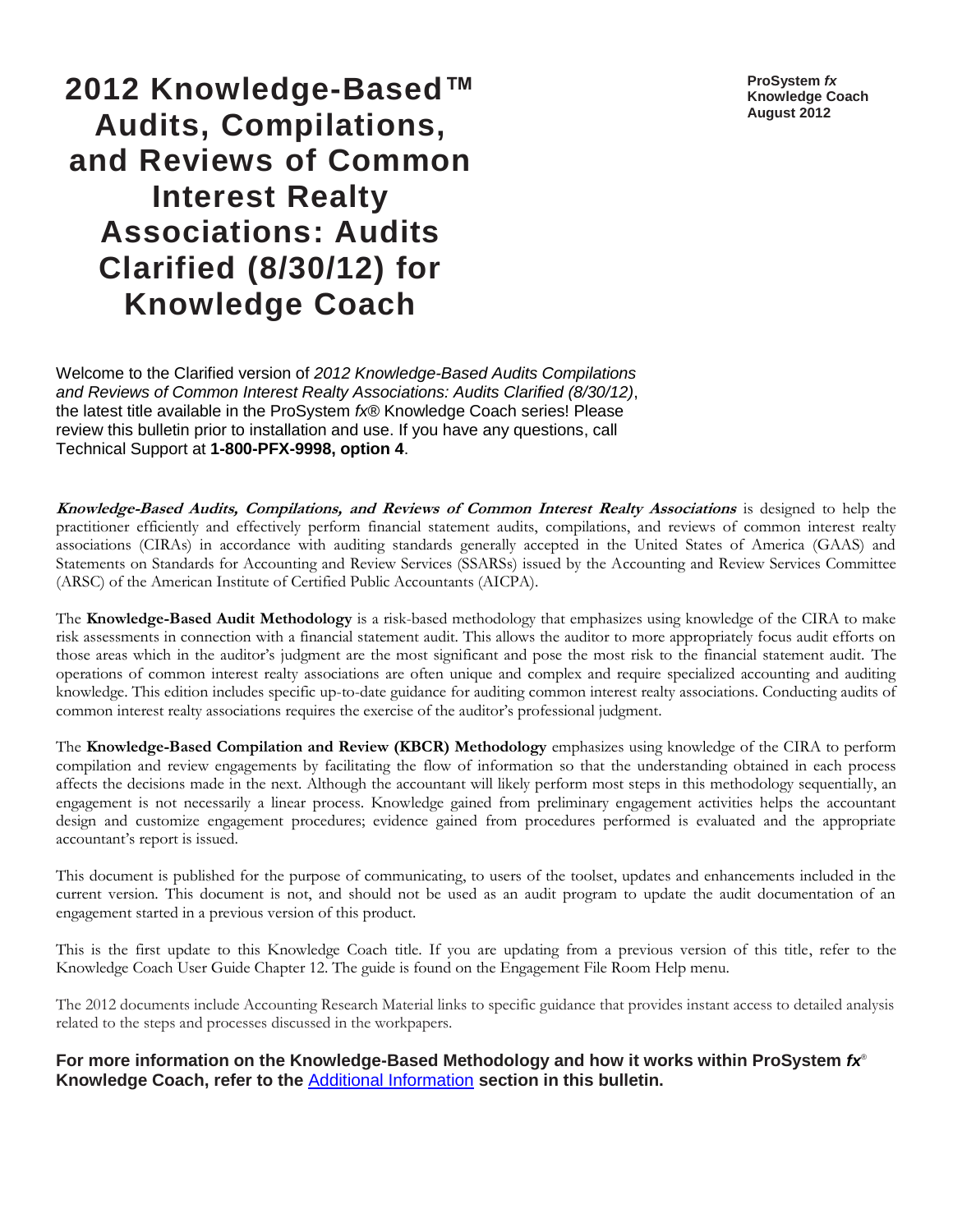**ProSystem *fx***
**Knowledge Coach**
**August 2012**

# 2012 Knowledge-Based™ Audits, Compilations, and Reviews of Common Interest Realty Associations: Audits Clarified (8/30/12) for Knowledge Coach

Welcome to the Clarified version of *2012 Knowledge-Based Audits Compilations and Reviews of Common Interest Realty Associations: Audits Clarified (8/30/12)*, the latest title available in the ProSystem *fx*® Knowledge Coach series! Please review this bulletin prior to installation and use. If you have any questions, call Technical Support at **1-800-PFX-9998, option 4**.

***Knowledge-Based Audits, Compilations, and Reviews of Common Interest Realty Associations*** is designed to help the practitioner efficiently and effectively perform financial statement audits, compilations, and reviews of common interest realty associations (CIRAs) in accordance with auditing standards generally accepted in the United States of America (GAAS) and Statements on Standards for Accounting and Review Services (SSARSs) issued by the Accounting and Review Services Committee (ARSC) of the American Institute of Certified Public Accountants (AICPA).

The **Knowledge-Based Audit Methodology** is a risk-based methodology that emphasizes using knowledge of the CIRA to make risk assessments in connection with a financial statement audit. This allows the auditor to more appropriately focus audit efforts on those areas which in the auditor's judgment are the most significant and pose the most risk to the financial statement audit. The operations of common interest realty associations are often unique and complex and require specialized accounting and auditing knowledge. This edition includes specific up-to-date guidance for auditing common interest realty associations. Conducting audits of common interest realty associations requires the exercise of the auditor's professional judgment.

The **Knowledge-Based Compilation and Review (KBCR) Methodology** emphasizes using knowledge of the CIRA to perform compilation and review engagements by facilitating the flow of information so that the understanding obtained in each process affects the decisions made in the next. Although the accountant will likely perform most steps in this methodology sequentially, an engagement is not necessarily a linear process. Knowledge gained from preliminary engagement activities helps the accountant design and customize engagement procedures; evidence gained from procedures performed is evaluated and the appropriate accountant's report is issued.

This document is published for the purpose of communicating, to users of the toolset, updates and enhancements included in the current version. This document is not, and should not be used as an audit program to update the audit documentation of an engagement started in a previous version of this product.

This is the first update to this Knowledge Coach title. If you are updating from a previous version of this title, refer to the Knowledge Coach User Guide Chapter 12. The guide is found on the Engagement File Room Help menu.

The 2012 documents include Accounting Research Material links to specific guidance that provides instant access to detailed analysis related to the steps and processes discussed in the workpapers.

**For more information on the Knowledge-Based Methodology and how it works within ProSystem *fx*® Knowledge Coach, refer to the Additional Information section in this bulletin.**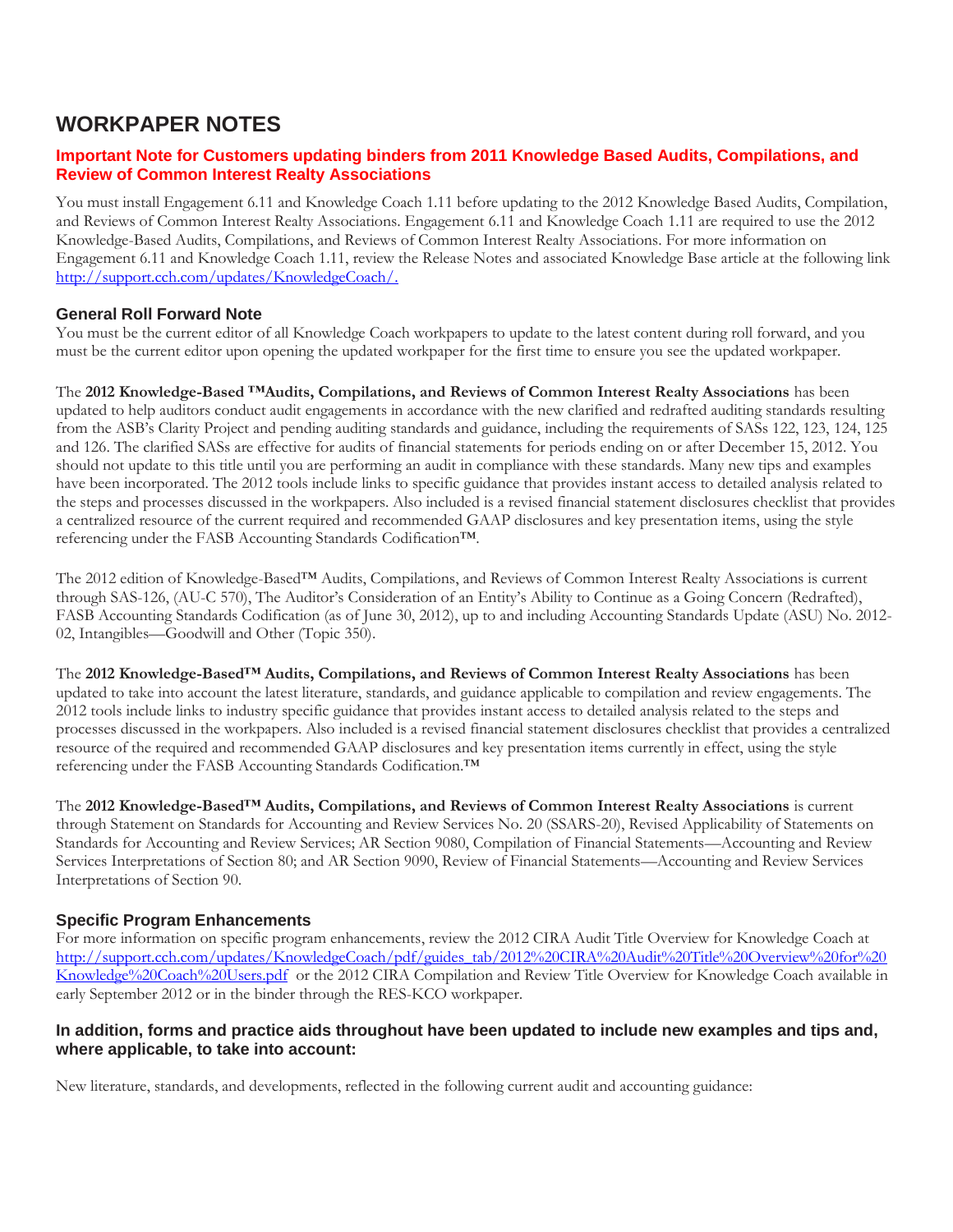# WORKPAPER NOTES

## Important Note for Customers updating binders from 2011 Knowledge Based Audits, Compilations, and Review of Common Interest Realty Associations

You must install Engagement 6.11 and Knowledge Coach 1.11 before updating to the 2012 Knowledge Based Audits, Compilation, and Reviews of Common Interest Realty Associations. Engagement 6.11 and Knowledge Coach 1.11 are required to use the 2012 Knowledge-Based Audits, Compilations, and Reviews of Common Interest Realty Associations. For more information on Engagement 6.11 and Knowledge Coach 1.11, review the Release Notes and associated Knowledge Base article at the following link http://support.cch.com/updates/KnowledgeCoach/.

### General Roll Forward Note

You must be the current editor of all Knowledge Coach workpapers to update to the latest content during roll forward, and you must be the current editor upon opening the updated workpaper for the first time to ensure you see the updated workpaper.

The **2012 Knowledge-Based ™Audits, Compilations, and Reviews of Common Interest Realty Associations** has been updated to help auditors conduct audit engagements in accordance with the new clarified and redrafted auditing standards resulting from the ASB's Clarity Project and pending auditing standards and guidance, including the requirements of SASs 122, 123, 124, 125 and 126. The clarified SASs are effective for audits of financial statements for periods ending on or after December 15, 2012. You should not update to this title until you are performing an audit in compliance with these standards. Many new tips and examples have been incorporated. The 2012 tools include links to specific guidance that provides instant access to detailed analysis related to the steps and processes discussed in the workpapers. Also included is a revised financial statement disclosures checklist that provides a centralized resource of the current required and recommended GAAP disclosures and key presentation items, using the style referencing under the FASB Accounting Standards Codification™.

The 2012 edition of Knowledge-Based™ Audits, Compilations, and Reviews of Common Interest Realty Associations is current through SAS-126, (AU-C 570), The Auditor's Consideration of an Entity's Ability to Continue as a Going Concern (Redrafted), FASB Accounting Standards Codification (as of June 30, 2012), up to and including Accounting Standards Update (ASU) No. 2012-02, Intangibles—Goodwill and Other (Topic 350).

The **2012 Knowledge-Based™ Audits, Compilations, and Reviews of Common Interest Realty Associations** has been updated to take into account the latest literature, standards, and guidance applicable to compilation and review engagements. The 2012 tools include links to industry specific guidance that provides instant access to detailed analysis related to the steps and processes discussed in the workpapers. Also included is a revised financial statement disclosures checklist that provides a centralized resource of the required and recommended GAAP disclosures and key presentation items currently in effect, using the style referencing under the FASB Accounting Standards Codification.™

The **2012 Knowledge-Based™ Audits, Compilations, and Reviews of Common Interest Realty Associations** is current through Statement on Standards for Accounting and Review Services No. 20 (SSARS-20), Revised Applicability of Statements on Standards for Accounting and Review Services; AR Section 9080, Compilation of Financial Statements—Accounting and Review Services Interpretations of Section 80; and AR Section 9090, Review of Financial Statements—Accounting and Review Services Interpretations of Section 90.

### Specific Program Enhancements

For more information on specific program enhancements, review the 2012 CIRA Audit Title Overview for Knowledge Coach at http://support.cch.com/updates/KnowledgeCoach/pdf/guides_tab/2012%20CIRA%20Audit%20Title%20Overview%20for%20Knowledge%20Coach%20Users.pdf or the 2012 CIRA Compilation and Review Title Overview for Knowledge Coach available in early September 2012 or in the binder through the RES-KCO workpaper.

### In addition, forms and practice aids throughout have been updated to include new examples and tips and, where applicable, to take into account:

New literature, standards, and developments, reflected in the following current audit and accounting guidance: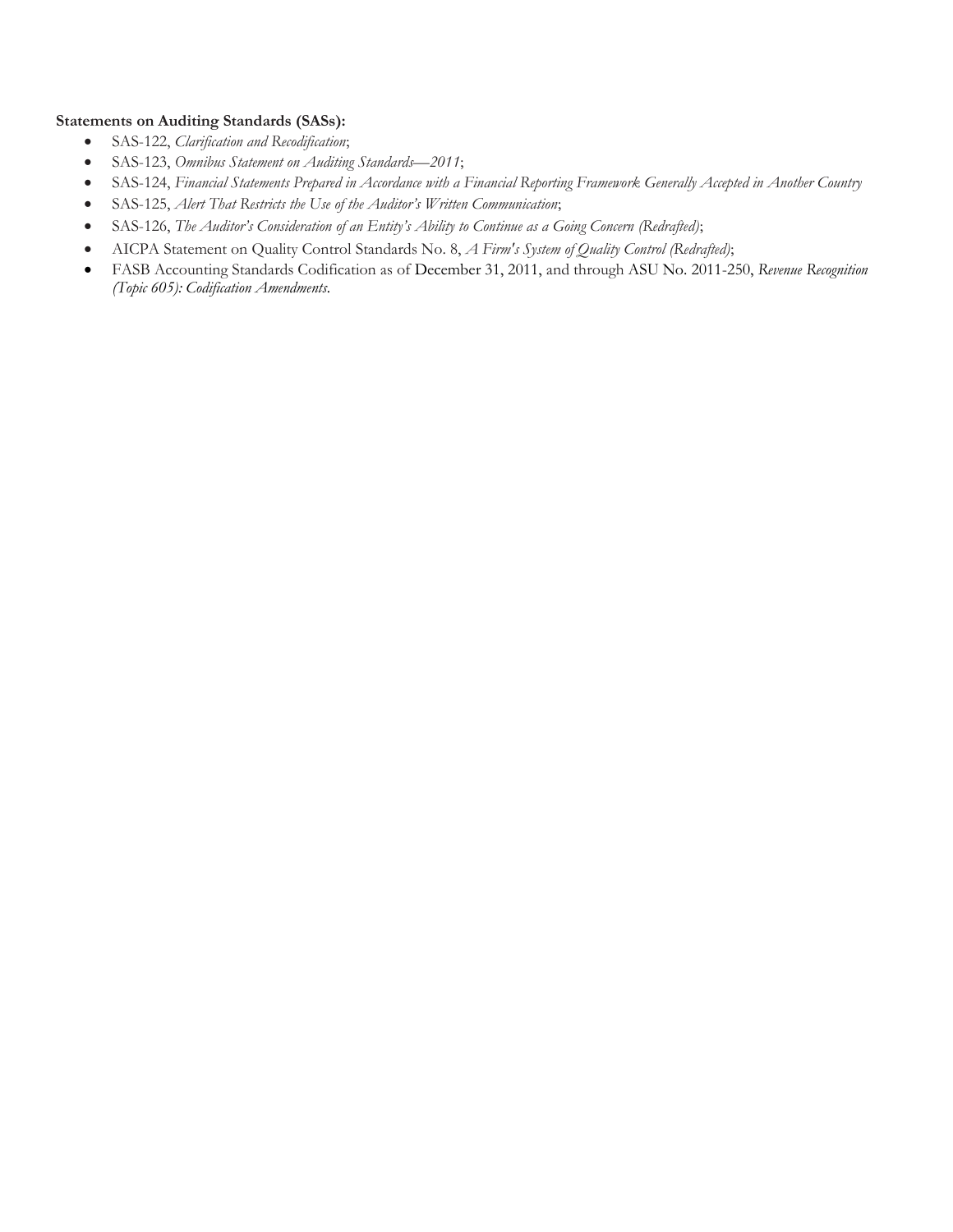**Statements on Auditing Standards (SASs):**

- SAS-122, *Clarification and Recodification*;
- SAS-123, *Omnibus Statement on Auditing Standards—2011*;
- SAS-124, *Financial Statements Prepared in Accordance with a Financial Reporting Framework Generally Accepted in Another Country*
- SAS-125, *Alert That Restricts the Use of the Auditor's Written Communication*;
- SAS-126, *The Auditor's Consideration of an Entity's Ability to Continue as a Going Concern (Redrafted)*;
- AICPA Statement on Quality Control Standards No. 8, *A Firm's System of Quality Control (Redrafted)*;
- FASB Accounting Standards Codification as of December 31, 2011, and through ASU No. 2011-250, *Revenue Recognition (Topic 605): Codification Amendments.*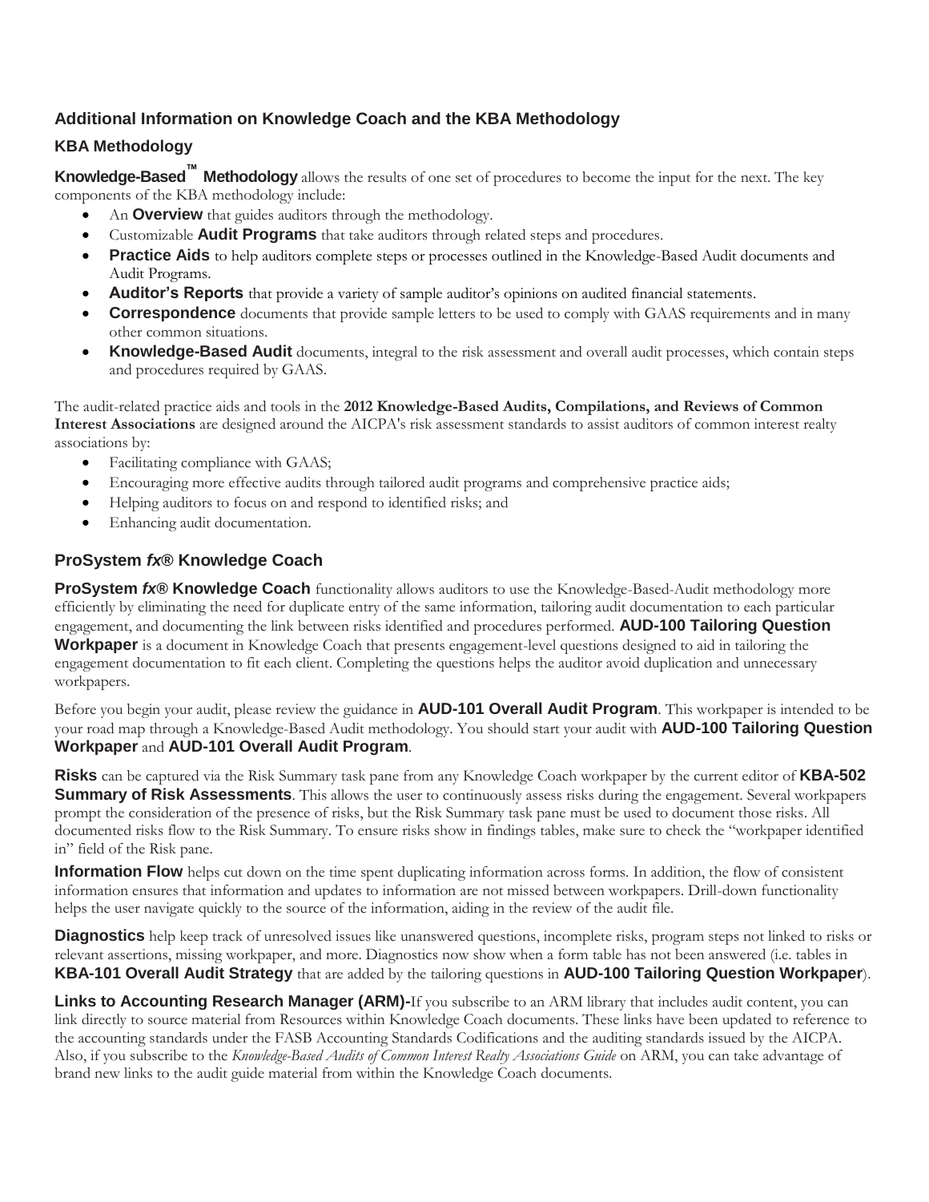## Additional Information on Knowledge Coach and the KBA Methodology

### KBA Methodology

**Knowledge-Based™ Methodology** allows the results of one set of procedures to become the input for the next. The key components of the KBA methodology include:

- An **Overview** that guides auditors through the methodology.
- Customizable **Audit Programs** that take auditors through related steps and procedures.
- **Practice Aids** to help auditors complete steps or processes outlined in the Knowledge-Based Audit documents and Audit Programs.
- **Auditor's Reports** that provide a variety of sample auditor's opinions on audited financial statements.
- **Correspondence** documents that provide sample letters to be used to comply with GAAS requirements and in many other common situations.
- **Knowledge-Based Audit** documents, integral to the risk assessment and overall audit processes, which contain steps and procedures required by GAAS.

The audit-related practice aids and tools in the **2012 Knowledge-Based Audits, Compilations, and Reviews of Common Interest Associations** are designed around the AICPA's risk assessment standards to assist auditors of common interest realty associations by:

- Facilitating compliance with GAAS;
- Encouraging more effective audits through tailored audit programs and comprehensive practice aids;
- Helping auditors to focus on and respond to identified risks; and
- Enhancing audit documentation.

### ProSystem *fx*® Knowledge Coach

**ProSystem *fx*® Knowledge Coach** functionality allows auditors to use the Knowledge-Based-Audit methodology more efficiently by eliminating the need for duplicate entry of the same information, tailoring audit documentation to each particular engagement, and documenting the link between risks identified and procedures performed. **AUD-100 Tailoring Question Workpaper** is a document in Knowledge Coach that presents engagement-level questions designed to aid in tailoring the engagement documentation to fit each client. Completing the questions helps the auditor avoid duplication and unnecessary workpapers.

Before you begin your audit, please review the guidance in **AUD-101 Overall Audit Program**. This workpaper is intended to be your road map through a Knowledge-Based Audit methodology. You should start your audit with **AUD-100 Tailoring Question Workpaper** and **AUD-101 Overall Audit Program**.

**Risks** can be captured via the Risk Summary task pane from any Knowledge Coach workpaper by the current editor of **KBA-502 Summary of Risk Assessments**. This allows the user to continuously assess risks during the engagement. Several workpapers prompt the consideration of the presence of risks, but the Risk Summary task pane must be used to document those risks. All documented risks flow to the Risk Summary. To ensure risks show in findings tables, make sure to check the "workpaper identified in" field of the Risk pane.

**Information Flow** helps cut down on the time spent duplicating information across forms. In addition, the flow of consistent information ensures that information and updates to information are not missed between workpapers. Drill-down functionality helps the user navigate quickly to the source of the information, aiding in the review of the audit file.

**Diagnostics** help keep track of unresolved issues like unanswered questions, incomplete risks, program steps not linked to risks or relevant assertions, missing workpaper, and more. Diagnostics now show when a form table has not been answered (i.e. tables in **KBA-101 Overall Audit Strategy** that are added by the tailoring questions in **AUD-100 Tailoring Question Workpaper**).

**Links to Accounting Research Manager (ARM)-**If you subscribe to an ARM library that includes audit content, you can link directly to source material from Resources within Knowledge Coach documents. These links have been updated to reference to the accounting standards under the FASB Accounting Standards Codifications and the auditing standards issued by the AICPA. Also, if you subscribe to the *Knowledge-Based Audits of Common Interest Realty Associations Guide* on ARM, you can take advantage of brand new links to the audit guide material from within the Knowledge Coach documents.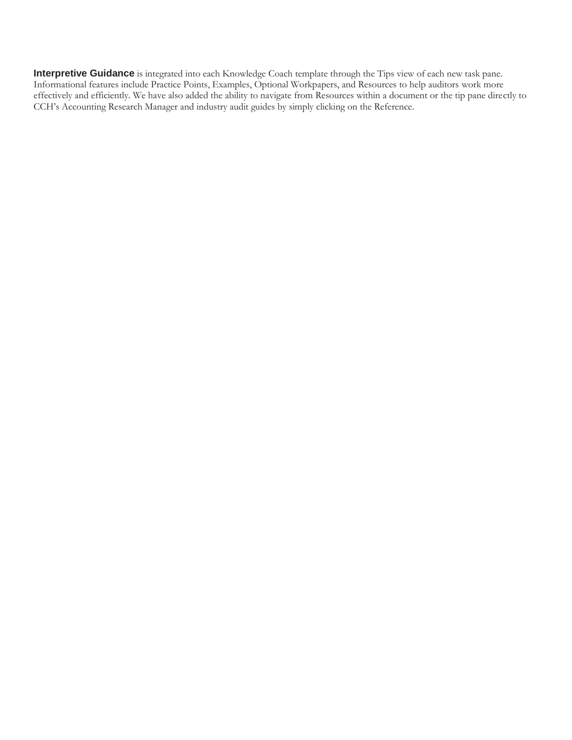**Interpretive Guidance** is integrated into each Knowledge Coach template through the Tips view of each new task pane. Informational features include Practice Points, Examples, Optional Workpapers, and Resources to help auditors work more effectively and efficiently. We have also added the ability to navigate from Resources within a document or the tip pane directly to CCH's Accounting Research Manager and industry audit guides by simply clicking on the Reference.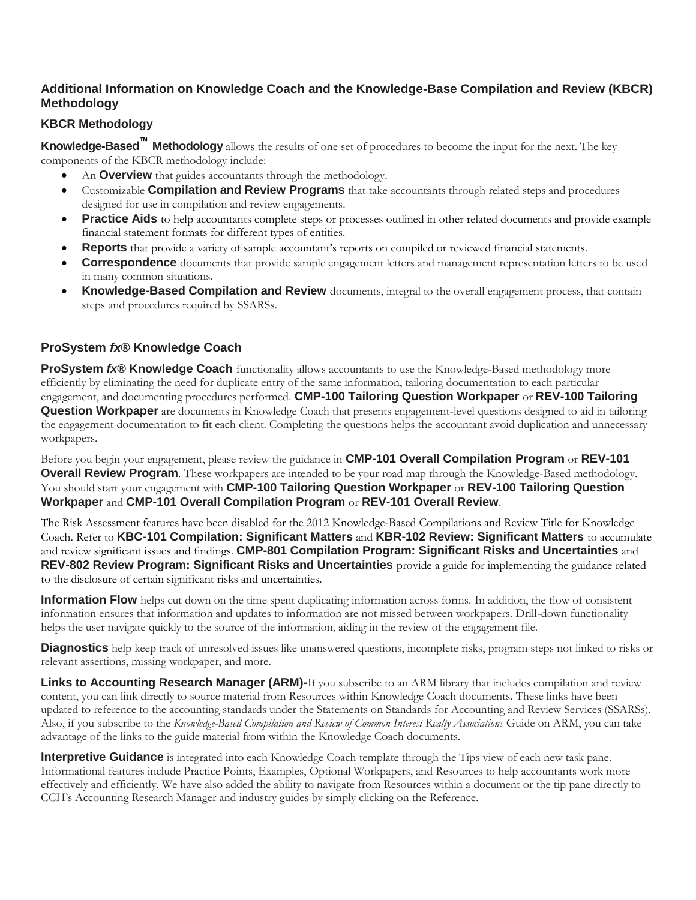## Additional Information on Knowledge Coach and the Knowledge-Base Compilation and Review (KBCR) Methodology

### KBCR Methodology

**Knowledge-Based™ Methodology** allows the results of one set of procedures to become the input for the next. The key components of the KBCR methodology include:

- An **Overview** that guides accountants through the methodology.
- Customizable **Compilation and Review Programs** that take accountants through related steps and procedures designed for use in compilation and review engagements.
- **Practice Aids** to help accountants complete steps or processes outlined in other related documents and provide example financial statement formats for different types of entities.
- **Reports** that provide a variety of sample accountant's reports on compiled or reviewed financial statements.
- **Correspondence** documents that provide sample engagement letters and management representation letters to be used in many common situations.
- **Knowledge-Based Compilation and Review** documents, integral to the overall engagement process, that contain steps and procedures required by SSARSs.

### ProSystem *fx*® Knowledge Coach

**ProSystem *fx*® Knowledge Coach** functionality allows accountants to use the Knowledge-Based methodology more efficiently by eliminating the need for duplicate entry of the same information, tailoring documentation to each particular engagement, and documenting procedures performed. **CMP-100 Tailoring Question Workpaper** or **REV-100 Tailoring Question Workpaper** are documents in Knowledge Coach that presents engagement-level questions designed to aid in tailoring the engagement documentation to fit each client. Completing the questions helps the accountant avoid duplication and unnecessary workpapers.

Before you begin your engagement, please review the guidance in **CMP-101 Overall Compilation Program** or **REV-101 Overall Review Program**. These workpapers are intended to be your road map through the Knowledge-Based methodology. You should start your engagement with **CMP-100 Tailoring Question Workpaper** or **REV-100 Tailoring Question Workpaper** and **CMP-101 Overall Compilation Program** or **REV-101 Overall Review**.

The Risk Assessment features have been disabled for the 2012 Knowledge-Based Compilations and Review Title for Knowledge Coach. Refer to **KBC-101 Compilation: Significant Matters** and **KBR-102 Review: Significant Matters** to accumulate and review significant issues and findings. **CMP-801 Compilation Program: Significant Risks and Uncertainties** and **REV-802 Review Program: Significant Risks and Uncertainties** provide a guide for implementing the guidance related to the disclosure of certain significant risks and uncertainties.

**Information Flow** helps cut down on the time spent duplicating information across forms. In addition, the flow of consistent information ensures that information and updates to information are not missed between workpapers. Drill-down functionality helps the user navigate quickly to the source of the information, aiding in the review of the engagement file.

**Diagnostics** help keep track of unresolved issues like unanswered questions, incomplete risks, program steps not linked to risks or relevant assertions, missing workpaper, and more.

**Links to Accounting Research Manager (ARM)-**If you subscribe to an ARM library that includes compilation and review content, you can link directly to source material from Resources within Knowledge Coach documents. These links have been updated to reference to the accounting standards under the Statements on Standards for Accounting and Review Services (SSARSs). Also, if you subscribe to the *Knowledge-Based Compilation and Review of Common Interest Realty Associations* Guide on ARM, you can take advantage of the links to the guide material from within the Knowledge Coach documents.

**Interpretive Guidance** is integrated into each Knowledge Coach template through the Tips view of each new task pane. Informational features include Practice Points, Examples, Optional Workpapers, and Resources to help accountants work more effectively and efficiently. We have also added the ability to navigate from Resources within a document or the tip pane directly to CCH's Accounting Research Manager and industry guides by simply clicking on the Reference.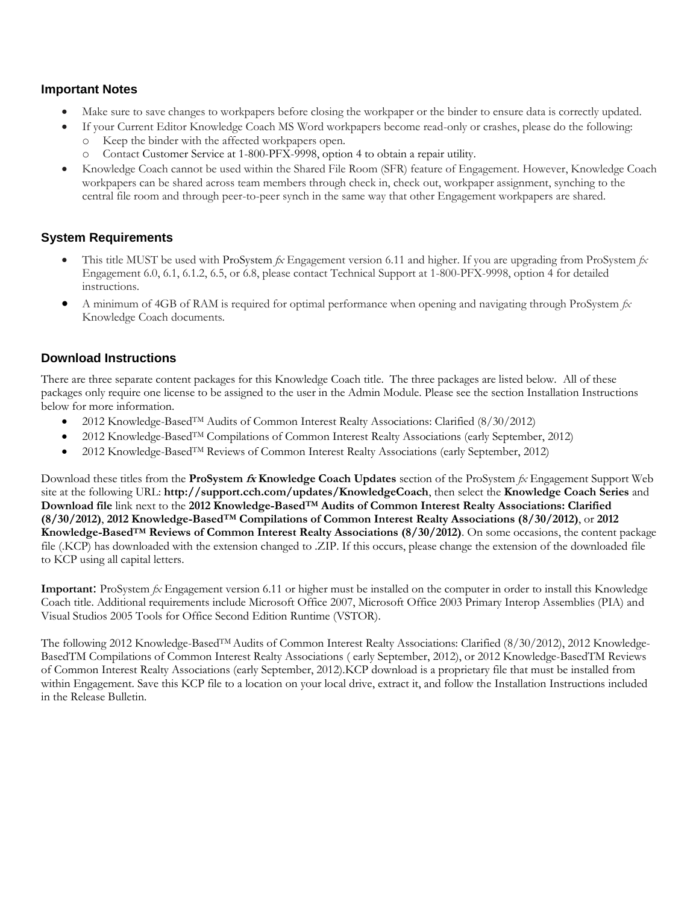## Important Notes

- Make sure to save changes to workpapers before closing the workpaper or the binder to ensure data is correctly updated.
- If your Current Editor Knowledge Coach MS Word workpapers become read-only or crashes, please do the following:
  - Keep the binder with the affected workpapers open.
  - Contact Customer Service at 1-800-PFX-9998, option 4 to obtain a repair utility.
- Knowledge Coach cannot be used within the Shared File Room (SFR) feature of Engagement. However, Knowledge Coach workpapers can be shared across team members through check in, check out, workpaper assignment, synching to the central file room and through peer-to-peer synch in the same way that other Engagement workpapers are shared.

## System Requirements

- This title MUST be used with ProSystem *fx* Engagement version 6.11 and higher. If you are upgrading from ProSystem *fx* Engagement 6.0, 6.1, 6.1.2, 6.5, or 6.8, please contact Technical Support at 1-800-PFX-9998, option 4 for detailed instructions.
- A minimum of 4GB of RAM is required for optimal performance when opening and navigating through ProSystem *fx* Knowledge Coach documents.

## Download Instructions

There are three separate content packages for this Knowledge Coach title. The three packages are listed below. All of these packages only require one license to be assigned to the user in the Admin Module. Please see the section Installation Instructions below for more information.

- 2012 Knowledge-Based™ Audits of Common Interest Realty Associations: Clarified (8/30/2012)
- 2012 Knowledge-Based™ Compilations of Common Interest Realty Associations (early September, 2012)
- 2012 Knowledge-Based™ Reviews of Common Interest Realty Associations (early September, 2012)

Download these titles from the **ProSystem *fx* Knowledge Coach Updates** section of the ProSystem *fx* Engagement Support Web site at the following URL: **http://support.cch.com/updates/KnowledgeCoach**, then select the **Knowledge Coach Series** and **Download file** link next to the **2012 Knowledge-Based™ Audits of Common Interest Realty Associations: Clarified (8/30/2012)**, **2012 Knowledge-Based™ Compilations of Common Interest Realty Associations (8/30/2012)**, or **2012 Knowledge-Based™ Reviews of Common Interest Realty Associations (8/30/2012)**. On some occasions, the content package file (.KCP) has downloaded with the extension changed to .ZIP. If this occurs, please change the extension of the downloaded file to KCP using all capital letters.

**Important**: ProSystem *fx* Engagement version 6.11 or higher must be installed on the computer in order to install this Knowledge Coach title. Additional requirements include Microsoft Office 2007, Microsoft Office 2003 Primary Interop Assemblies (PIA) and Visual Studios 2005 Tools for Office Second Edition Runtime (VSTOR).

The following 2012 Knowledge-Based™ Audits of Common Interest Realty Associations: Clarified (8/30/2012), 2012 Knowledge-BasedTM Compilations of Common Interest Realty Associations ( early September, 2012), or 2012 Knowledge-BasedTM Reviews of Common Interest Realty Associations (early September, 2012).KCP download is a proprietary file that must be installed from within Engagement. Save this KCP file to a location on your local drive, extract it, and follow the Installation Instructions included in the Release Bulletin.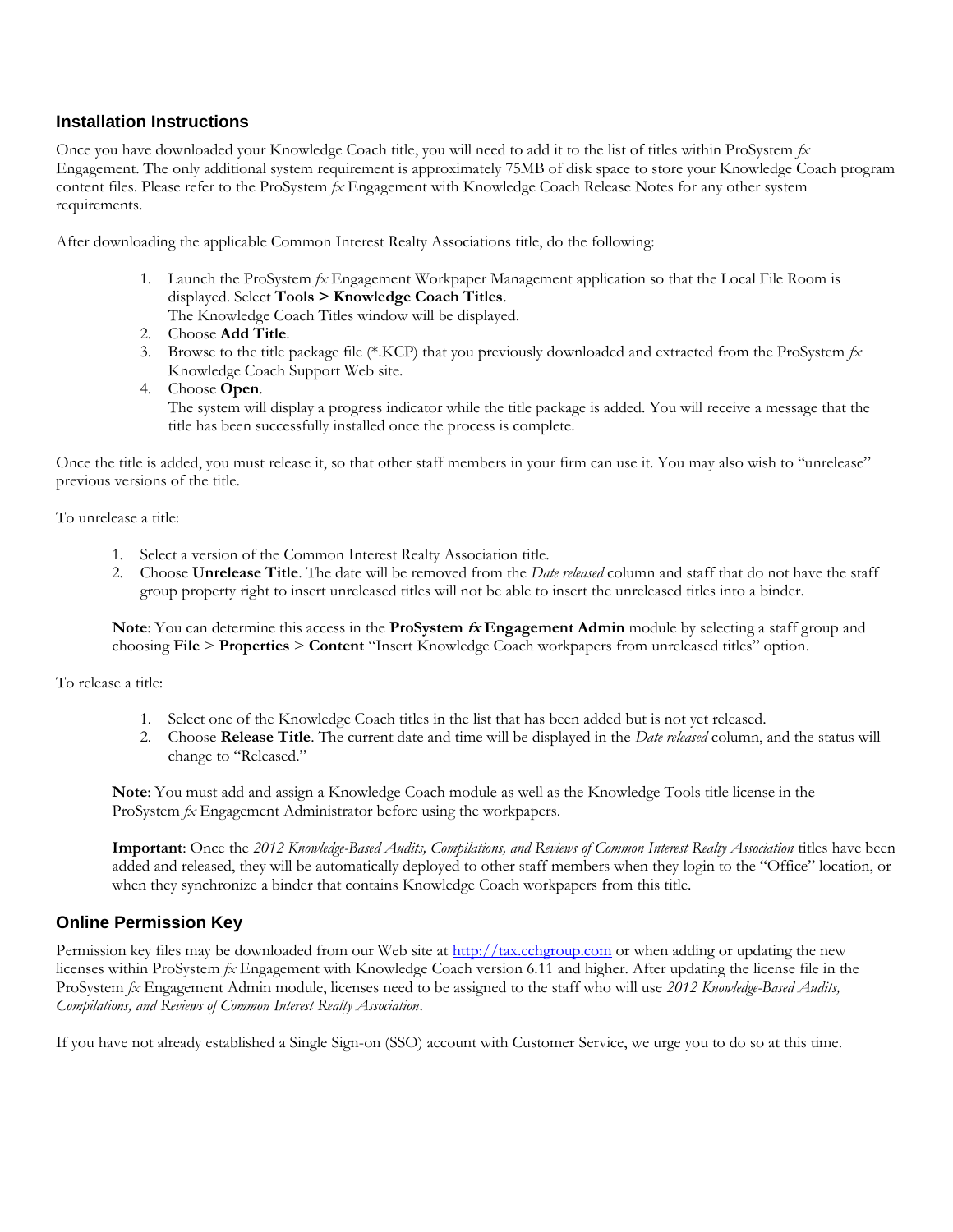## Installation Instructions

Once you have downloaded your Knowledge Coach title, you will need to add it to the list of titles within ProSystem *fx* Engagement. The only additional system requirement is approximately 75MB of disk space to store your Knowledge Coach program content files. Please refer to the ProSystem *fx* Engagement with Knowledge Coach Release Notes for any other system requirements.

After downloading the applicable Common Interest Realty Associations title, do the following:

1. Launch the ProSystem *fx* Engagement Workpaper Management application so that the Local File Room is displayed. Select **Tools > Knowledge Coach Titles**.
   The Knowledge Coach Titles window will be displayed.
2. Choose **Add Title**.
3. Browse to the title package file (*.KCP) that you previously downloaded and extracted from the ProSystem *fx* Knowledge Coach Support Web site.
4. Choose **Open**.
   The system will display a progress indicator while the title package is added. You will receive a message that the title has been successfully installed once the process is complete.

Once the title is added, you must release it, so that other staff members in your firm can use it. You may also wish to "unrelease" previous versions of the title.

To unrelease a title:

1. Select a version of the Common Interest Realty Association title.
2. Choose **Unrelease Title**. The date will be removed from the *Date released* column and staff that do not have the staff group property right to insert unreleased titles will not be able to insert the unreleased titles into a binder.

**Note**: You can determine this access in the **ProSystem *fx* Engagement Admin** module by selecting a staff group and choosing **File** > **Properties** > **Content** "Insert Knowledge Coach workpapers from unreleased titles" option.

To release a title:

1. Select one of the Knowledge Coach titles in the list that has been added but is not yet released.
2. Choose **Release Title**. The current date and time will be displayed in the *Date released* column, and the status will change to "Released."

**Note**: You must add and assign a Knowledge Coach module as well as the Knowledge Tools title license in the ProSystem *fx* Engagement Administrator before using the workpapers.

**Important**: Once the *2012 Knowledge-Based Audits, Compilations, and Reviews of Common Interest Realty Association* titles have been added and released, they will be automatically deployed to other staff members when they login to the "Office" location, or when they synchronize a binder that contains Knowledge Coach workpapers from this title.

## Online Permission Key

Permission key files may be downloaded from our Web site at http://tax.cchgroup.com or when adding or updating the new licenses within ProSystem *fx* Engagement with Knowledge Coach version 6.11 and higher. After updating the license file in the ProSystem *fx* Engagement Admin module, licenses need to be assigned to the staff who will use *2012 Knowledge-Based Audits, Compilations, and Reviews of Common Interest Realty Association*.

If you have not already established a Single Sign-on (SSO) account with Customer Service, we urge you to do so at this time.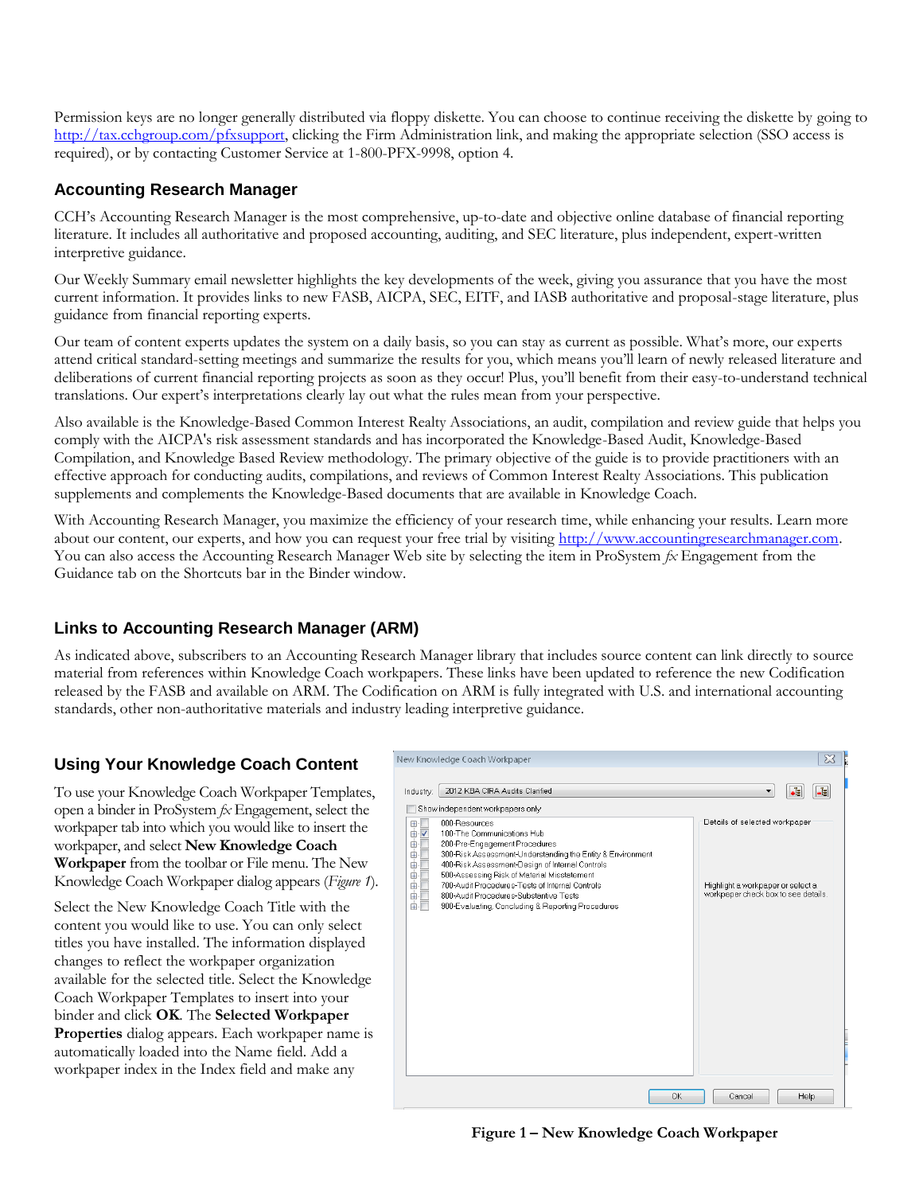Permission keys are no longer generally distributed via floppy diskette. You can choose to continue receiving the diskette by going to http://tax.cchgroup.com/pfxsupport, clicking the Firm Administration link, and making the appropriate selection (SSO access is required), or by contacting Customer Service at 1-800-PFX-9998, option 4.

## Accounting Research Manager

CCH's Accounting Research Manager is the most comprehensive, up-to-date and objective online database of financial reporting literature. It includes all authoritative and proposed accounting, auditing, and SEC literature, plus independent, expert-written interpretive guidance.

Our Weekly Summary email newsletter highlights the key developments of the week, giving you assurance that you have the most current information. It provides links to new FASB, AICPA, SEC, EITF, and IASB authoritative and proposal-stage literature, plus guidance from financial reporting experts.

Our team of content experts updates the system on a daily basis, so you can stay as current as possible. What's more, our experts attend critical standard-setting meetings and summarize the results for you, which means you'll learn of newly released literature and deliberations of current financial reporting projects as soon as they occur! Plus, you'll benefit from their easy-to-understand technical translations. Our expert's interpretations clearly lay out what the rules mean from your perspective.

Also available is the Knowledge-Based Common Interest Realty Associations, an audit, compilation and review guide that helps you comply with the AICPA's risk assessment standards and has incorporated the Knowledge-Based Audit, Knowledge-Based Compilation, and Knowledge Based Review methodology. The primary objective of the guide is to provide practitioners with an effective approach for conducting audits, compilations, and reviews of Common Interest Realty Associations. This publication supplements and complements the Knowledge-Based documents that are available in Knowledge Coach.

With Accounting Research Manager, you maximize the efficiency of your research time, while enhancing your results. Learn more about our content, our experts, and how you can request your free trial by visiting http://www.accountingresearchmanager.com. You can also access the Accounting Research Manager Web site by selecting the item in ProSystem *fx* Engagement from the Guidance tab on the Shortcuts bar in the Binder window.

## Links to Accounting Research Manager (ARM)

As indicated above, subscribers to an Accounting Research Manager library that includes source content can link directly to source material from references within Knowledge Coach workpapers. These links have been updated to reference the new Codification released by the FASB and available on ARM. The Codification on ARM is fully integrated with U.S. and international accounting standards, other non-authoritative materials and industry leading interpretive guidance.

## Using Your Knowledge Coach Content

To use your Knowledge Coach Workpaper Templates, open a binder in ProSystem *fx* Engagement, select the workpaper tab into which you would like to insert the workpaper, and select **New Knowledge Coach Workpaper** from the toolbar or File menu. The New Knowledge Coach Workpaper dialog appears (*Figure 1*).

Select the New Knowledge Coach Title with the content you would like to use. You can only select titles you have installed. The information displayed changes to reflect the workpaper organization available for the selected title. Select the Knowledge Coach Workpaper Templates to insert into your binder and click **OK**. The **Selected Workpaper Properties** dialog appears. Each workpaper name is automatically loaded into the Name field. Add a workpaper index in the Index field and make any

**Figure 1 – New Knowledge Coach Workpaper**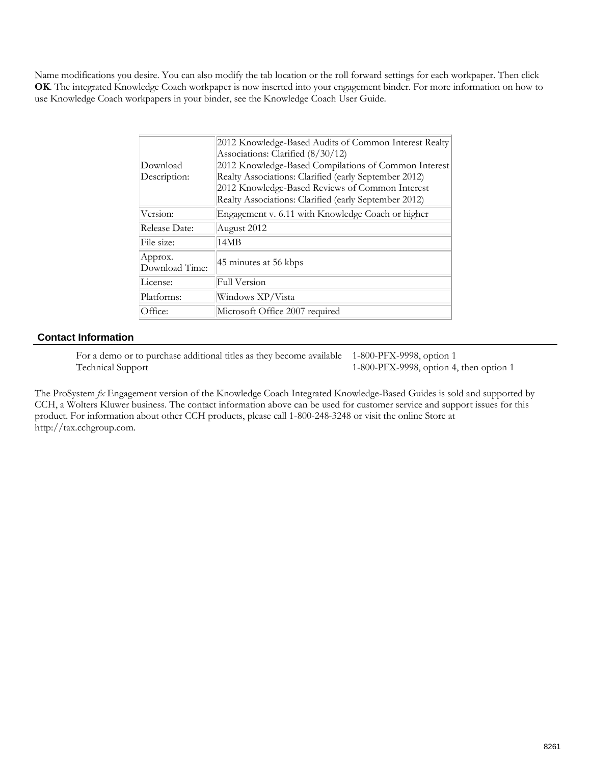Name modifications you desire. You can also modify the tab location or the roll forward settings for each workpaper. Then click **OK**. The integrated Knowledge Coach workpaper is now inserted into your engagement binder. For more information on how to use Knowledge Coach workpapers in your binder, see the Knowledge Coach User Guide.

| | |
|---|---|
| Download Description: | 2012 Knowledge-Based Audits of Common Interest Realty Associations: Clarified (8/30/12)<br>2012 Knowledge-Based Compilations of Common Interest Realty Associations: Clarified (early September 2012)<br>2012 Knowledge-Based Reviews of Common Interest Realty Associations: Clarified (early September 2012) |
| Version: | Engagement v. 6.11 with Knowledge Coach or higher |
| Release Date: | August 2012 |
| File size: | 14MB |
| Approx. Download Time: | 45 minutes at 56 kbps |
| License: | Full Version |
| Platforms: | Windows XP/Vista |
| Office: | Microsoft Office 2007 required |

## Contact Information

| | |
|---|---|
| For a demo or to purchase additional titles as they become available | 1-800-PFX-9998, option 1 |
| Technical Support | 1-800-PFX-9998, option 4, then option 1 |

The ProSystem *fx* Engagement version of the Knowledge Coach Integrated Knowledge-Based Guides is sold and supported by CCH, a Wolters Kluwer business. The contact information above can be used for customer service and support issues for this product. For information about other CCH products, please call 1-800-248-3248 or visit the online Store at http://tax.cchgroup.com.